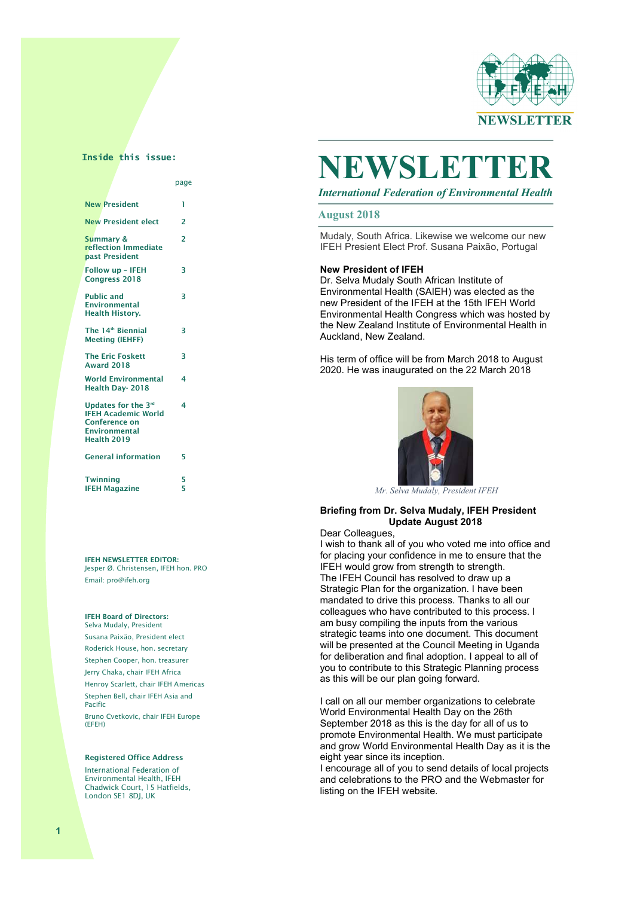# NEWSLETTER

*International Federation of Environmental Health*

**August 2018**

Mudaly, South Africa. Likewise we welcome our new IFEH Presient Elect Prof. Susana Paixão, Portugal

**New President of IFEH**

Dr. Selva Mudaly South African Institute of Environmental Health (SAIEH) was elected as the new President of the IFEH at the 15th IFEH World Environmental Health Congress which was hosted by the New Zealand Institute of Environmental Health in Auckland, New Zealand.

His term of office will be from March 2018 to August 2020. He was inaugurated on the 22 March 2018

*Mr. Selva Mudaly, President IFEH*

**Briefing from Dr. Selva Mudaly, IFEH President Update August 2018**

Dear Colleagues,

I wish to thank all of you who voted me into office and for placing your confidence in me to ensure that the IFEH would grow from strength to strength.

The IFEH Council has resolved to draw up a Strategic Plan for the organization. I have been mandated to drive this process. Thanks to all our colleagues who have contributed to this process. I am busy compiling the inputs from the various strategic teams into one document. This document will be presented at the Council Meeting in Uganda for deliberation and final adoption. I appeal to all of you to contribute to this Strategic Planning process as this will be our plan going forward.

I call on all our member organizations to celebrate World Environmental Health Day on the 26th September 2018 as this is the day for all of us to promote Environmental Health. We must participate and grow World Environmental Health Day as it is the eight year since its inception.

I encourage all of you to send details of local projects and celebrations to the PRO and the Webmaster for listing on the IFEH website.

---

**Inside this issue:**

| | page |
|---|---|
| New President | 1 |
| New President elect | 2 |
| Summary & reflection Immediate past President | 2 |
| Follow up – IFEH Congress 2018 | 3 |
| Public and Environmental Health History. | 3 |
| The 14th Biennial Meeting (IEHFF) | 3 |
| The Eric Foskett Award 2018 | 3 |
| World Environmental Health Day- 2018 | 4 |
| Updates for the 3rd IFEH Academic World Conference on Environmental Health 2019 | 4 |
| General information | 5 |
| Twinning | 5 |
| IFEH Magazine | 5 |

**IFEH NEWSLETTER EDITOR:**
Jesper Ø. Christensen, IFEH hon. PRO
Email: pro@ifeh.org

**IFEH Board of Directors:**
Selva Mudaly, President
Susana Paixão, President elect
Roderick House, hon. secretary
Stephen Cooper, hon. treasurer
Jerry Chaka, chair IFEH Africa
Henroy Scarlett, chair IFEH Americas
Stephen Bell, chair IFEH Asia and Pacific
Bruno Cvetkovic, chair IFEH Europe (EFEH)

**Registered Office Address**

International Federation of Environmental Health, IFEH
Chadwick Court, 15 Hatfields, London SE1 8DJ, UK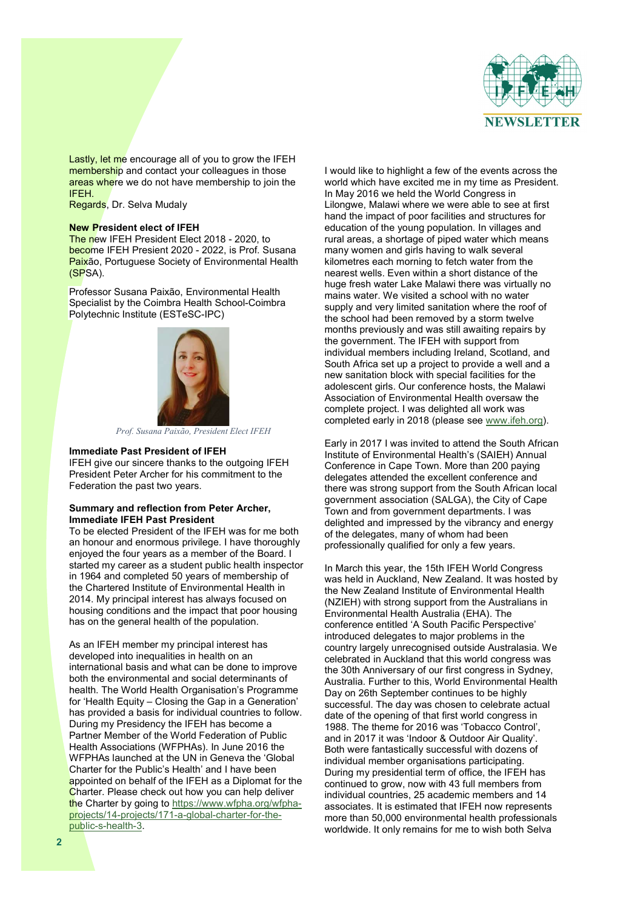Lastly, let me encourage all of you to grow the IFEH membership and contact your colleagues in those areas where we do not have membership to join the IFEH.

Regards, Dr. Selva Mudaly

**New President elect of IFEH**

The new IFEH President Elect 2018 - 2020, to become IFEH Presient 2020 - 2022, is Prof. Susana Paixão, Portuguese Society of Environmental Health (SPSA).

Professor Susana Paixão, Environmental Health Specialist by the Coimbra Health School-Coimbra Polytechnic Institute (ESTeSC-IPC)

*Prof. Susana Paixão, President Elect IFEH*

**Immediate Past President of IFEH**

IFEH give our sincere thanks to the outgoing IFEH President Peter Archer for his commitment to the Federation the past two years.

**Summary and reflection from Peter Archer, Immediate IFEH Past President**

To be elected President of the IFEH was for me both an honour and enormous privilege. I have thoroughly enjoyed the four years as a member of the Board. I started my career as a student public health inspector in 1964 and completed 50 years of membership of the Chartered Institute of Environmental Health in 2014. My principal interest has always focused on housing conditions and the impact that poor housing has on the general health of the population.

As an IFEH member my principal interest has developed into inequalities in health on an international basis and what can be done to improve both the environmental and social determinants of health. The World Health Organisation's Programme for 'Health Equity – Closing the Gap in a Generation' has provided a basis for individual countries to follow. During my Presidency the IFEH has become a Partner Member of the World Federation of Public Health Associations (WFPHAs). In June 2016 the WFPHAs launched at the UN in Geneva the 'Global Charter for the Public's Health' and I have been appointed on behalf of the IFEH as a Diplomat for the Charter. Please check out how you can help deliver the Charter by going to https://www.wfpha.org/wfpha-projects/14-projects/171-a-global-charter-for-the-public-s-health-3.

I would like to highlight a few of the events across the world which have excited me in my time as President. In May 2016 we held the World Congress in Lilongwe, Malawi where we were able to see at first hand the impact of poor facilities and structures for education of the young population. In villages and rural areas, a shortage of piped water which means many women and girls having to walk several kilometres each morning to fetch water from the nearest wells. Even within a short distance of the huge fresh water Lake Malawi there was virtually no mains water. We visited a school with no water supply and very limited sanitation where the roof of the school had been removed by a storm twelve months previously and was still awaiting repairs by the government. The IFEH with support from individual members including Ireland, Scotland, and South Africa set up a project to provide a well and a new sanitation block with special facilities for the adolescent girls. Our conference hosts, the Malawi Association of Environmental Health oversaw the complete project. I was delighted all work was completed early in 2018 (please see www.ifeh.org).

Early in 2017 I was invited to attend the South African Institute of Environmental Health's (SAIEH) Annual Conference in Cape Town. More than 200 paying delegates attended the excellent conference and there was strong support from the South African local government association (SALGA), the City of Cape Town and from government departments. I was delighted and impressed by the vibrancy and energy of the delegates, many of whom had been professionally qualified for only a few years.

In March this year, the 15th IFEH World Congress was held in Auckland, New Zealand. It was hosted by the New Zealand Institute of Environmental Health (NZIEH) with strong support from the Australians in Environmental Health Australia (EHA). The conference entitled 'A South Pacific Perspective' introduced delegates to major problems in the country largely unrecognised outside Australasia. We celebrated in Auckland that this world congress was the 30th Anniversary of our first congress in Sydney, Australia. Further to this, World Environmental Health Day on 26th September continues to be highly successful. The day was chosen to celebrate actual date of the opening of that first world congress in 1988. The theme for 2016 was 'Tobacco Control', and in 2017 it was 'Indoor & Outdoor Air Quality'. Both were fantastically successful with dozens of individual member organisations participating. During my presidential term of office, the IFEH has continued to grow, now with 43 full members from individual countries, 25 academic members and 14 associates. It is estimated that IFEH now represents more than 50,000 environmental health professionals worldwide. It only remains for me to wish both Selva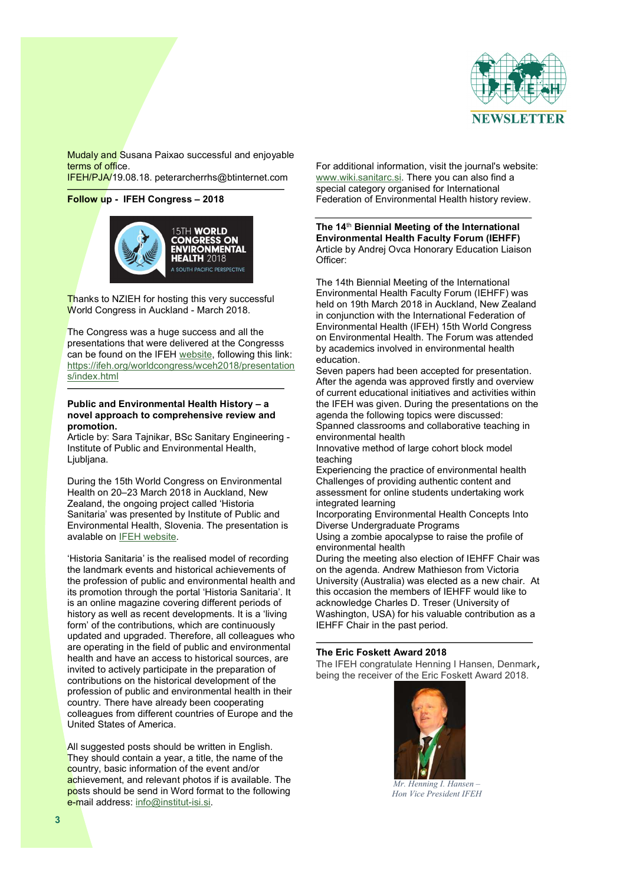Mudaly and Susana Paixao successful and enjoyable terms of office.
IFEH/PJA/19.08.18. peterarcherrhs@btinternet.com

**Follow up - IFEH Congress – 2018**

Thanks to NZIEH for hosting this very successful World Congress in Auckland - March 2018.

The Congress was a huge success and all the presentations that were delivered at the Congresss can be found on the IFEH website, following this link: https://ifeh.org/worldcongress/wceh2018/presentations/index.html

**Public and Environmental Health History – a novel approach to comprehensive review and promotion.**
Article by: Sara Tajnikar, BSc Sanitary Engineering - Institute of Public and Environmental Health, Ljubljana.

During the 15th World Congress on Environmental Health on 20–23 March 2018 in Auckland, New Zealand, the ongoing project called 'Historia Sanitaria' was presented by Institute of Public and Environmental Health, Slovenia. The presentation is avalable on IFEH website.

'Historia Sanitaria' is the realised model of recording the landmark events and historical achievements of the profession of public and environmental health and its promotion through the portal 'Historia Sanitaria'. It is an online magazine covering different periods of history as well as recent developments. It is a 'living form' of the contributions, which are continuously updated and upgraded. Therefore, all colleagues who are operating in the field of public and environmental health and have an access to historical sources, are invited to actively participate in the preparation of contributions on the historical development of the profession of public and environmental health in their country. There have already been cooperating colleagues from different countries of Europe and the United States of America.

All suggested posts should be written in English. They should contain a year, a title, the name of the country, basic information of the event and/or achievement, and relevant photos if is available. The posts should be send in Word format to the following e-mail address: info@institut-isi.si.

For additional information, visit the journal's website: www.wiki.sanitarc.si. There you can also find a special category organised for International Federation of Environmental Health history review.

**The 14th Biennial Meeting of the International Environmental Health Faculty Forum (IEHFF)**
Article by Andrej Ovca Honorary Education Liaison Officer:

The 14th Biennial Meeting of the International Environmental Health Faculty Forum (IEHFF) was held on 19th March 2018 in Auckland, New Zealand in conjunction with the International Federation of Environmental Health (IFEH) 15th World Congress on Environmental Health. The Forum was attended by academics involved in environmental health education.
Seven papers had been accepted for presentation. After the agenda was approved firstly and overview of current educational initiatives and activities within the IFEH was given. During the presentations on the agenda the following topics were discussed:
Spanned classrooms and collaborative teaching in environmental health
Innovative method of large cohort block model teaching
Experiencing the practice of environmental health
Challenges of providing authentic content and assessment for online students undertaking work integrated learning
Incorporating Environmental Health Concepts Into Diverse Undergraduate Programs
Using a zombie apocalypse to raise the profile of environmental health
During the meeting also election of IEHFF Chair was on the agenda. Andrew Mathieson from Victoria University (Australia) was elected as a new chair. At this occasion the members of IEHFF would like to acknowledge Charles D. Treser (University of Washington, USA) for his valuable contribution as a IEHFF Chair in the past period.

**The Eric Foskett Award 2018**
The IFEH congratulate Henning I Hansen, Denmark, being the receiver of the Eric Foskett Award 2018.

*Mr. Henning I. Hansen – Hon Vice President IFEH*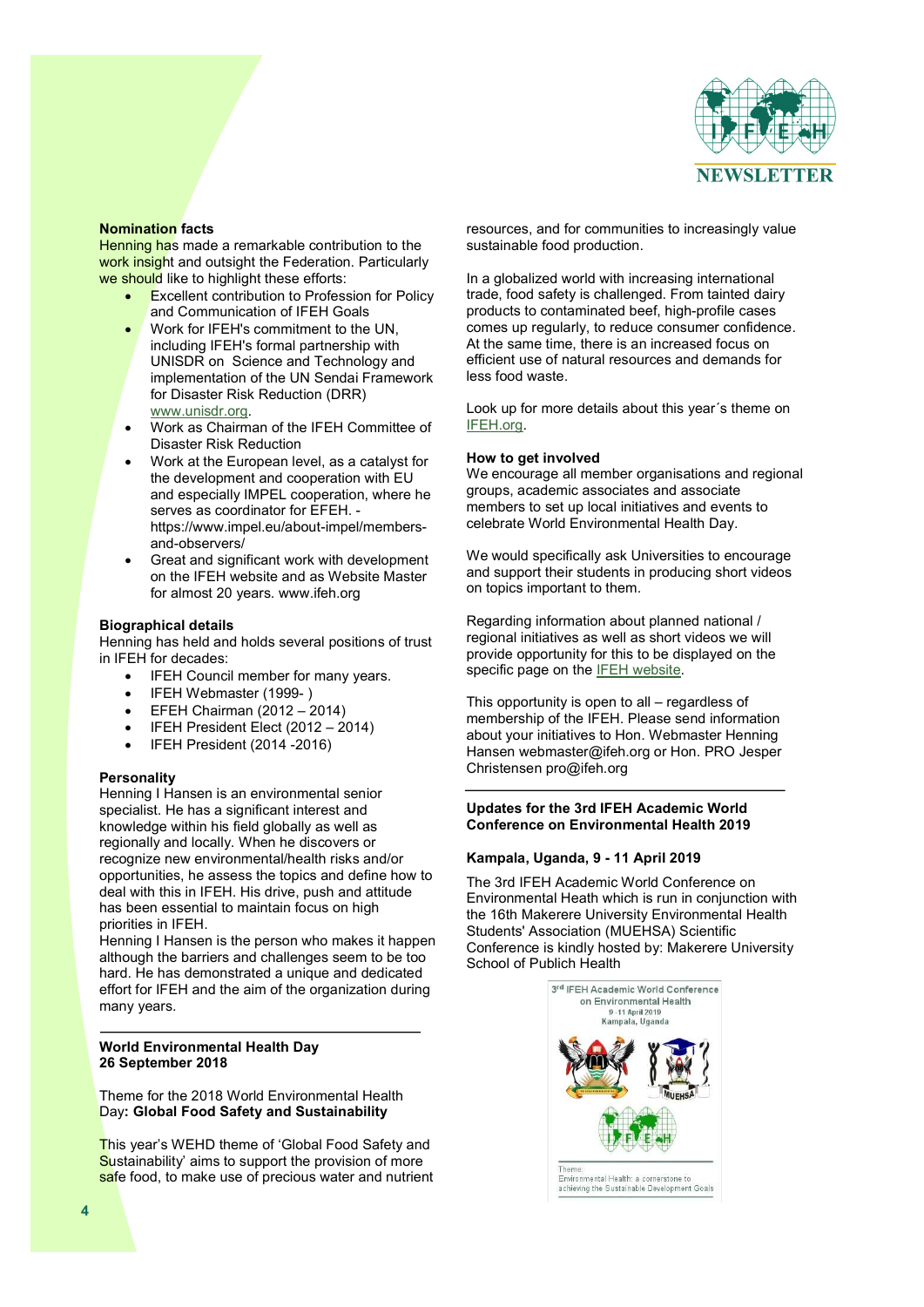**Nomination facts**

Henning has made a remarkable contribution to the work insight and outsight the Federation. Particularly we should like to highlight these efforts:

- Excellent contribution to Profession for Policy and Communication of IFEH Goals
- Work for IFEH's commitment to the UN, including IFEH's formal partnership with UNISDR on Science and Technology and implementation of the UN Sendai Framework for Disaster Risk Reduction (DRR) www.unisdr.org.
- Work as Chairman of the IFEH Committee of Disaster Risk Reduction
- Work at the European level, as a catalyst for the development and cooperation with EU and especially IMPEL cooperation, where he serves as coordinator for EFEH. - https://www.impel.eu/about-impel/members-and-observers/
- Great and significant work with development on the IFEH website and as Website Master for almost 20 years. www.ifeh.org

**Biographical details**

Henning has held and holds several positions of trust in IFEH for decades:

- IFEH Council member for many years.
- IFEH Webmaster (1999- )
- EFEH Chairman (2012 – 2014)
- IFEH President Elect (2012 – 2014)
- IFEH President (2014 -2016)

**Personality**

Henning I Hansen is an environmental senior specialist. He has a significant interest and knowledge within his field globally as well as regionally and locally. When he discovers or recognize new environmental/health risks and/or opportunities, he assess the topics and define how to deal with this in IFEH. His drive, push and attitude has been essential to maintain focus on high priorities in IFEH.

Henning I Hansen is the person who makes it happen although the barriers and challenges seem to be too hard. He has demonstrated a unique and dedicated effort for IFEH and the aim of the organization during many years.

---

## World Environmental Health Day 26 September 2018

Theme for the 2018 World Environmental Health Day**: Global Food Safety and Sustainability**

This year's WEHD theme of 'Global Food Safety and Sustainability' aims to support the provision of more safe food, to make use of precious water and nutrient resources, and for communities to increasingly value sustainable food production.

In a globalized world with increasing international trade, food safety is challenged. From tainted dairy products to contaminated beef, high-profile cases comes up regularly, to reduce consumer confidence. At the same time, there is an increased focus on efficient use of natural resources and demands for less food waste.

Look up for more details about this year´s theme on IFEH.org.

**How to get involved**

We encourage all member organisations and regional groups, academic associates and associate members to set up local initiatives and events to celebrate World Environmental Health Day.

We would specifically ask Universities to encourage and support their students in producing short videos on topics important to them.

Regarding information about planned national / regional initiatives as well as short videos we will provide opportunity for this to be displayed on the specific page on the IFEH website.

This opportunity is open to all – regardless of membership of the IFEH. Please send information about your initiatives to Hon. Webmaster Henning Hansen webmaster@ifeh.org or Hon. PRO Jesper Christensen pro@ifeh.org

---

## Updates for the 3rd IFEH Academic World Conference on Environmental Health 2019

**Kampala, Uganda, 9 - 11 April 2019**

The 3rd IFEH Academic World Conference on Environmental Heath which is run in conjunction with the 16th Makerere University Environmental Health Students' Association (MUEHSA) Scientific Conference is kindly hosted by: Makerere University School of Publich Health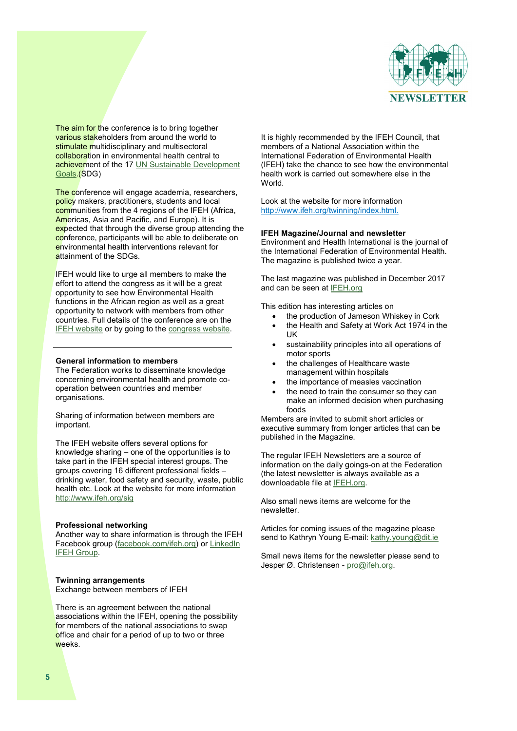The aim for the conference is to bring together various stakeholders from around the world to stimulate multidisciplinary and multisectoral collaboration in environmental health central to achievement of the 17 UN Sustainable Development Goals.(SDG)

The conference will engage academia, researchers, policy makers, practitioners, students and local communities from the 4 regions of the IFEH (Africa, Americas, Asia and Pacific, and Europe). It is expected that through the diverse group attending the conference, participants will be able to deliberate on environmental health interventions relevant for attainment of the SDGs.

IFEH would like to urge all members to make the effort to attend the congress as it will be a great opportunity to see how Environmental Health functions in the African region as well as a great opportunity to network with members from other countries. Full details of the conference are on the IFEH website or by going to the congress website.

---

**General information to members**
The Federation works to disseminate knowledge concerning environmental health and promote co-operation between countries and member organisations.

Sharing of information between members are important.

The IFEH website offers several options for knowledge sharing – one of the opportunities is to take part in the IFEH special interest groups. The groups covering 16 different professional fields – drinking water, food safety and security, waste, public health etc. Look at the website for more information http://www.ifeh.org/sig

**Professional networking**
Another way to share information is through the IFEH Facebook group (facebook.com/ifeh.org) or LinkedIn IFEH Group.

**Twinning arrangements**
Exchange between members of IFEH

There is an agreement between the national associations within the IFEH, opening the possibility for members of the national associations to swap office and chair for a period of up to two or three weeks.

It is highly recommended by the IFEH Council, that members of a National Association within the International Federation of Environmental Health (IFEH) take the chance to see how the environmental health work is carried out somewhere else in the World.

Look at the website for more information http://www.ifeh.org/twinning/index.html.

**IFEH Magazine/Journal and newsletter**
Environment and Health International is the journal of the International Federation of Environmental Health. The magazine is published twice a year.

The last magazine was published in December 2017 and can be seen at IFEH.org

This edition has interesting articles on

- the production of Jameson Whiskey in Cork
- the Health and Safety at Work Act 1974 in the UK
- sustainability principles into all operations of motor sports
- the challenges of Healthcare waste management within hospitals
- the importance of measles vaccination
- the need to train the consumer so they can make an informed decision when purchasing foods

Members are invited to submit short articles or executive summary from longer articles that can be published in the Magazine.

The regular IFEH Newsletters are a source of information on the daily goings-on at the Federation (the latest newsletter is always available as a downloadable file at IFEH.org.

Also small news items are welcome for the newsletter.

Articles for coming issues of the magazine please send to Kathryn Young E-mail: kathy.young@dit.ie

Small news items for the newsletter please send to Jesper Ø. Christensen - pro@ifeh.org.